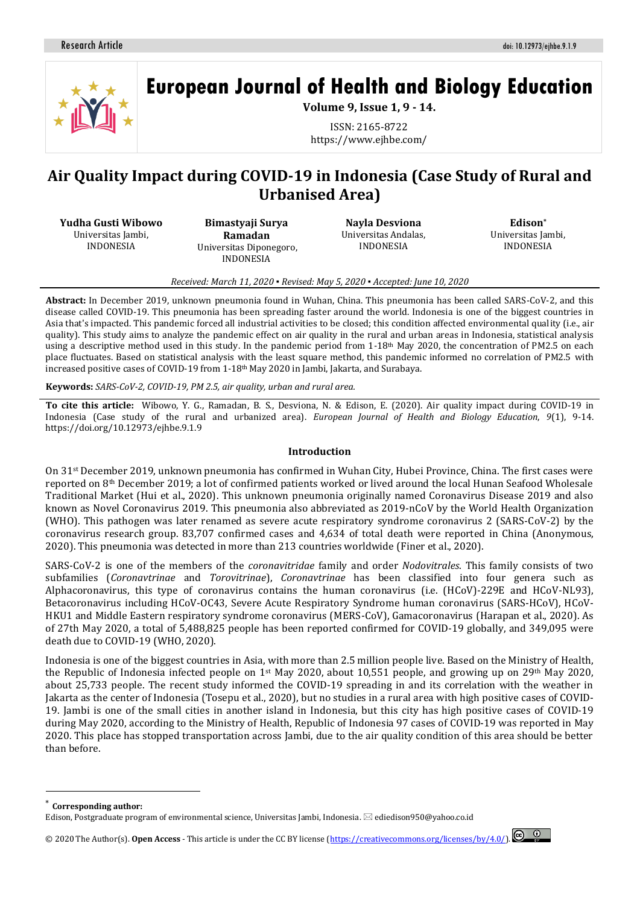# Air Quality Impact during COVID-19 in Indonesia (Case Study of Rural and Urbanised Area)

**Yudha Gusti Wibowo**
Universitas Jambi, INDONESIA

**Bimastyaji Surya Ramadan**
Universitas Diponegoro, INDONESIA

**Nayla Desviona**
Universitas Andalas, INDONESIA

**Edison***
Universitas Jambi, INDONESIA

*Received: March 11, 2020 ▪ Revised: May 5, 2020 ▪ Accepted: June 10, 2020*

**Abstract:** In December 2019, unknown pneumonia found in Wuhan, China. This pneumonia has been called SARS-CoV-2, and this disease called COVID-19. This pneumonia has been spreading faster around the world. Indonesia is one of the biggest countries in Asia that's impacted. This pandemic forced all industrial activities to be closed; this condition affected environmental quality (i.e., air quality). This study aims to analyze the pandemic effect on air quality in the rural and urban areas in Indonesia, statistical analysis using a descriptive method used in this study. In the pandemic period from 1-18th May 2020, the concentration of PM2.5 on each place fluctuates. Based on statistical analysis with the least square method, this pandemic informed no correlation of PM2.5 with increased positive cases of COVID-19 from 1-18th May 2020 in Jambi, Jakarta, and Surabaya.

**Keywords:** *SARS-CoV-2, COVID-19, PM 2.5, air quality, urban and rural area.*

**To cite this article:** Wibowo, Y. G., Ramadan, B. S., Desviona, N. & Edison, E. (2020). Air quality impact during COVID-19 in Indonesia (Case study of the rural and urbanized area). *European Journal of Health and Biology Education*, *9*(1), 9-14. https://doi.org/10.12973/ejhbe.9.1.9

## Introduction

On 31st December 2019, unknown pneumonia has confirmed in Wuhan City, Hubei Province, China. The first cases were reported on 8th December 2019; a lot of confirmed patients worked or lived around the local Hunan Seafood Wholesale Traditional Market (Hui et al., 2020). This unknown pneumonia originally named Coronavirus Disease 2019 and also known as Novel Coronavirus 2019. This pneumonia also abbreviated as 2019-nCoV by the World Health Organization (WHO). This pathogen was later renamed as severe acute respiratory syndrome coronavirus 2 (SARS-CoV-2) by the coronavirus research group. 83,707 confirmed cases and 4,634 of total death were reported in China (Anonymous, 2020). This pneumonia was detected in more than 213 countries worldwide (Finer et al., 2020).

SARS-CoV-2 is one of the members of the *coronavitridae* family and order *Nodovitrales*. This family consists of two subfamilies (*Coronavtrinae* and *Torovitrinae*), *Coronavtrinae* has been classified into four genera such as Alphacoronavirus, this type of coronavirus contains the human coronavirus (i.e. (HCoV)-229E and HCoV-NL93), Betacoronavirus including HCoV-OC43, Severe Acute Respiratory Syndrome human coronavirus (SARS-HCoV), HCoV-HKU1 and Middle Eastern respiratory syndrome coronavirus (MERS-CoV), Gamacoronavirus (Harapan et al., 2020). As of 27th May 2020, a total of 5,488,825 people has been reported confirmed for COVID-19 globally, and 349,095 were death due to COVID-19 (WHO, 2020).

Indonesia is one of the biggest countries in Asia, with more than 2.5 million people live. Based on the Ministry of Health, the Republic of Indonesia infected people on 1st May 2020, about 10,551 people, and growing up on 29th May 2020, about 25,733 people. The recent study informed the COVID-19 spreading in and its correlation with the weather in Jakarta as the center of Indonesia (Tosepu et al., 2020), but no studies in a rural area with high positive cases of COVID-19. Jambi is one of the small cities in another island in Indonesia, but this city has high positive cases of COVID-19 during May 2020, according to the Ministry of Health, Republic of Indonesia 97 cases of COVID-19 was reported in May 2020. This place has stopped transportation across Jambi, due to the air quality condition of this area should be better than before.

---

* **Corresponding author:**
Edison, Postgraduate program of environmental science, Universitas Jambi, Indonesia. ✉ ediedison950@yahoo.co.id

© 2020 The Author(s). **Open Access** - This article is under the CC BY license (https://creativecommons.org/licenses/by/4.0/).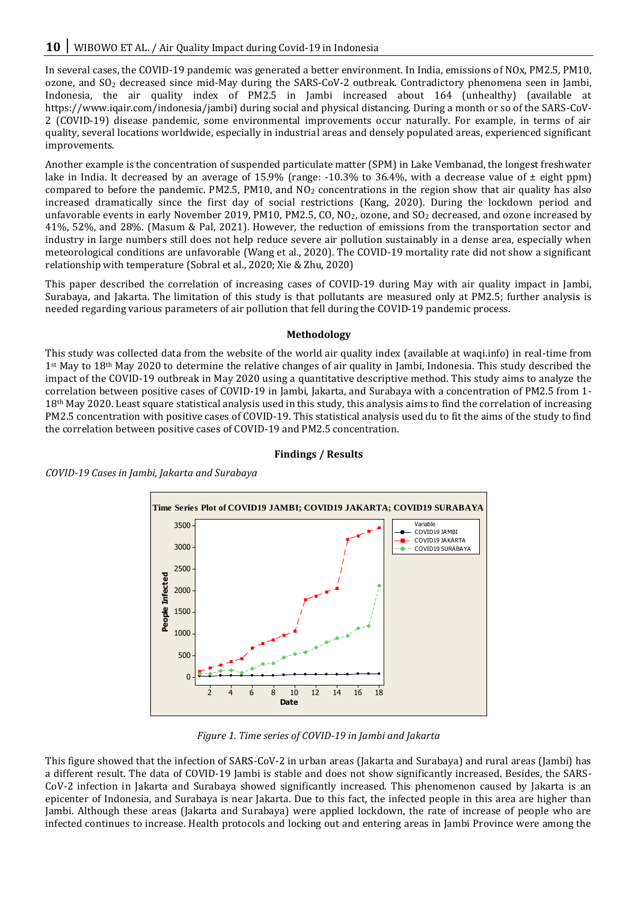In several cases, the COVID-19 pandemic was generated a better environment. In India, emissions of NOx, PM2.5, PM10, ozone, and $SO_2$ decreased since mid-May during the SARS-CoV-2 outbreak. Contradictory phenomena seen in Jambi, Indonesia, the air quality index of PM2.5 in Jambi increased about 164 (unhealthy) (available at https://www.iqair.com/indonesia/jambi) during social and physical distancing. During a month or so of the SARS-CoV-2 (COVID-19) disease pandemic, some environmental improvements occur naturally. For example, in terms of air quality, several locations worldwide, especially in industrial areas and densely populated areas, experienced significant improvements.

Another example is the concentration of suspended particulate matter (SPM) in Lake Vembanad, the longest freshwater lake in India. It decreased by an average of 15.9% (range: -10.3% to 36.4%, with a decrease value of ± eight ppm) compared to before the pandemic. PM2.5, PM10, and $NO_2$ concentrations in the region show that air quality has also increased dramatically since the first day of social restrictions (Kang, 2020). During the lockdown period and unfavorable events in early November 2019, PM10, PM2.5, CO, $NO_2$, ozone, and $SO_2$ decreased, and ozone increased by 41%, 52%, and 28%. (Masum & Pal, 2021). However, the reduction of emissions from the transportation sector and industry in large numbers still does not help reduce severe air pollution sustainably in a dense area, especially when meteorological conditions are unfavorable (Wang et al., 2020). The COVID-19 mortality rate did not show a significant relationship with temperature (Sobral et al., 2020; Xie & Zhu, 2020)

This paper described the correlation of increasing cases of COVID-19 during May with air quality impact in Jambi, Surabaya, and Jakarta. The limitation of this study is that pollutants are measured only at PM2.5; further analysis is needed regarding various parameters of air pollution that fell during the COVID-19 pandemic process.

## Methodology

This study was collected data from the website of the world air quality index (available at waqi.info) in real-time from 1st May to 18th May 2020 to determine the relative changes of air quality in Jambi, Indonesia. This study described the impact of the COVID-19 outbreak in May 2020 using a quantitative descriptive method. This study aims to analyze the correlation between positive cases of COVID-19 in Jambi, Jakarta, and Surabaya with a concentration of PM2.5 from 1-18th May 2020. Least square statistical analysis used in this study, this analysis aims to find the correlation of increasing PM2.5 concentration with positive cases of COVID-19. This statistical analysis used du to fit the aims of the study to find the correlation between positive cases of COVID-19 and PM2.5 concentration.

## Findings / Results

*COVID-19 Cases in Jambi, Jakarta and Surabaya*

*Figure 1. Time series of COVID-19 in Jambi and Jakarta*

This figure showed that the infection of SARS-CoV-2 in urban areas (Jakarta and Surabaya) and rural areas (Jambi) has a different result. The data of COVID-19 Jambi is stable and does not show significantly increased. Besides, the SARS-CoV-2 infection in Jakarta and Surabaya showed significantly increased. This phenomenon caused by Jakarta is an epicenter of Indonesia, and Surabaya is near Jakarta. Due to this fact, the infected people in this area are higher than Jambi. Although these areas (Jakarta and Surabaya) were applied lockdown, the rate of increase of people who are infected continues to increase. Health protocols and locking out and entering areas in Jambi Province were among the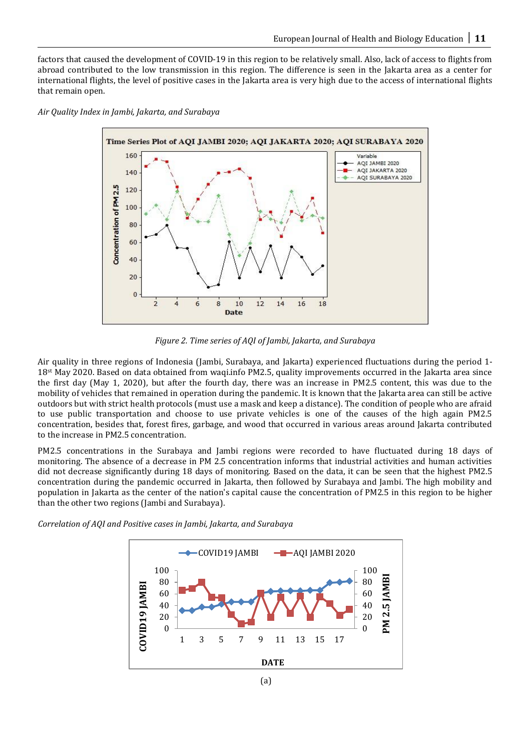factors that caused the development of COVID-19 in this region to be relatively small. Also, lack of access to flights from abroad contributed to the low transmission in this region. The difference is seen in the Jakarta area as a center for international flights, the level of positive cases in the Jakarta area is very high due to the access of international flights that remain open.

*Air Quality Index in Jambi, Jakarta, and Surabaya*

*Figure 2. Time series of AQI of Jambi, Jakarta, and Surabaya*

Air quality in three regions of Indonesia (Jambi, Surabaya, and Jakarta) experienced fluctuations during the period 1-18st May 2020. Based on data obtained from waqi.info PM2.5, quality improvements occurred in the Jakarta area since the first day (May 1, 2020), but after the fourth day, there was an increase in PM2.5 content, this was due to the mobility of vehicles that remained in operation during the pandemic. It is known that the Jakarta area can still be active outdoors but with strict health protocols (must use a mask and keep a distance). The condition of people who are afraid to use public transportation and choose to use private vehicles is one of the causes of the high again PM2.5 concentration, besides that, forest fires, garbage, and wood that occurred in various areas around Jakarta contributed to the increase in PM2.5 concentration.

PM2.5 concentrations in the Surabaya and Jambi regions were recorded to have fluctuated during 18 days of monitoring. The absence of a decrease in PM 2.5 concentration informs that industrial activities and human activities did not decrease significantly during 18 days of monitoring. Based on the data, it can be seen that the highest PM2.5 concentration during the pandemic occurred in Jakarta, then followed by Surabaya and Jambi. The high mobility and population in Jakarta as the center of the nation's capital cause the concentration of PM2.5 in this region to be higher than the other two regions (Jambi and Surabaya).

*Correlation of AQI and Positive cases in Jambi, Jakarta, and Surabaya*

(a)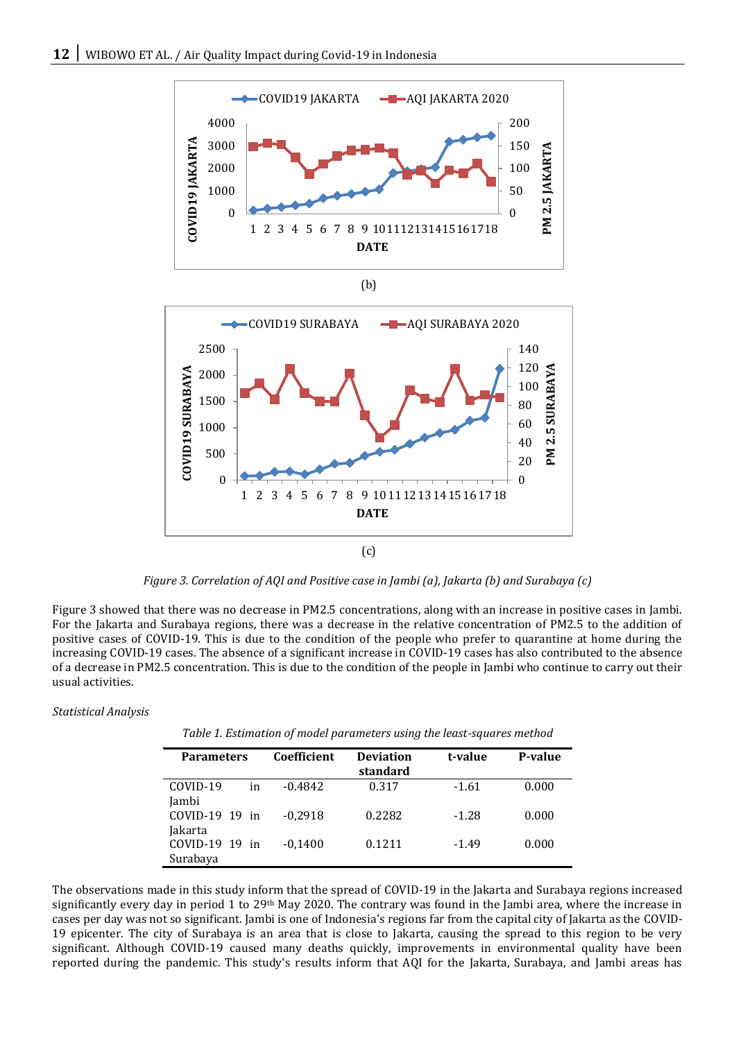(b)

(c)

*Figure 3. Correlation of AQI and Positive case in Jambi (a), Jakarta (b) and Surabaya (c)*

Figure 3 showed that there was no decrease in PM2.5 concentrations, along with an increase in positive cases in Jambi. For the Jakarta and Surabaya regions, there was a decrease in the relative concentration of PM2.5 to the addition of positive cases of COVID-19. This is due to the condition of the people who prefer to quarantine at home during the increasing COVID-19 cases. The absence of a significant increase in COVID-19 cases has also contributed to the absence of a decrease in PM2.5 concentration. This is due to the condition of the people in Jambi who continue to carry out their usual activities.

*Statistical Analysis*

*Table 1. Estimation of model parameters using the least-squares method*

| Parameters | Coefficient | Deviation standard | t-value | P-value |
|---|---|---|---|---|
| COVID-19 in Jambi | -0.4842 | 0.317 | -1.61 | 0.000 |
| COVID-19 19 in Jakarta | -0,2918 | 0.2282 | -1.28 | 0.000 |
| COVID-19 19 in Surabaya | -0,1400 | 0.1211 | -1.49 | 0.000 |

The observations made in this study inform that the spread of COVID-19 in the Jakarta and Surabaya regions increased significantly every day in period 1 to 29th May 2020. The contrary was found in the Jambi area, where the increase in cases per day was not so significant. Jambi is one of Indonesia's regions far from the capital city of Jakarta as the COVID-19 epicenter. The city of Surabaya is an area that is close to Jakarta, causing the spread to this region to be very significant. Although COVID-19 caused many deaths quickly, improvements in environmental quality have been reported during the pandemic. This study's results inform that AQI for the Jakarta, Surabaya, and Jambi areas has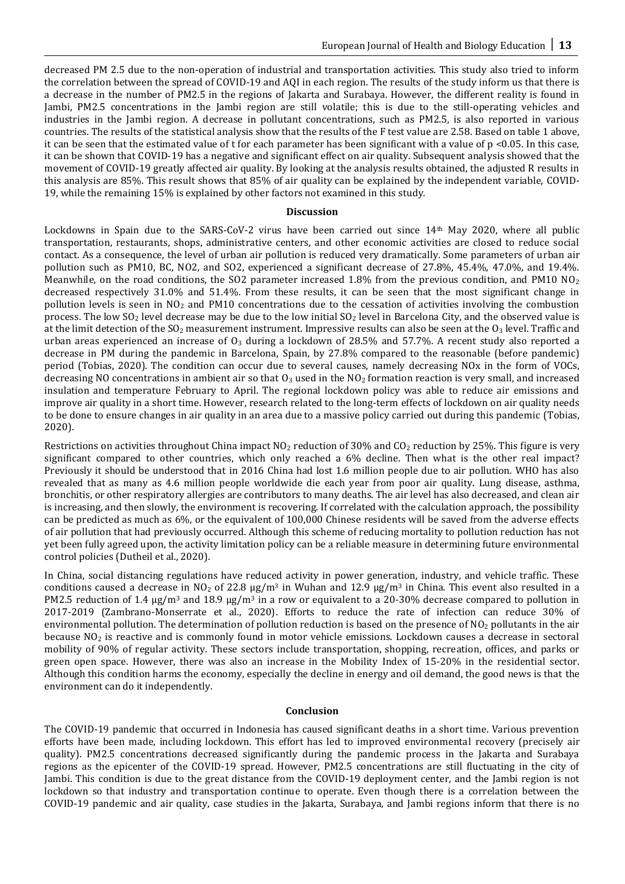decreased PM 2.5 due to the non-operation of industrial and transportation activities. This study also tried to inform the correlation between the spread of COVID-19 and AQI in each region. The results of the study inform us that there is a decrease in the number of PM2.5 in the regions of Jakarta and Surabaya. However, the different reality is found in Jambi, PM2.5 concentrations in the Jambi region are still volatile; this is due to the still-operating vehicles and industries in the Jambi region. A decrease in pollutant concentrations, such as PM2.5, is also reported in various countries. The results of the statistical analysis show that the results of the F test value are 2.58. Based on table 1 above, it can be seen that the estimated value of t for each parameter has been significant with a value of $p < 0.05$. In this case, it can be shown that COVID-19 has a negative and significant effect on air quality. Subsequent analysis showed that the movement of COVID-19 greatly affected air quality. By looking at the analysis results obtained, the adjusted R results in this analysis are 85%. This result shows that 85% of air quality can be explained by the independent variable, COVID-19, while the remaining 15% is explained by other factors not examined in this study.

## Discussion

Lockdowns in Spain due to the SARS-CoV-2 virus have been carried out since 14th May 2020, where all public transportation, restaurants, shops, administrative centers, and other economic activities are closed to reduce social contact. As a consequence, the level of urban air pollution is reduced very dramatically. Some parameters of urban air pollution such as PM10, BC, NO2, and SO2, experienced a significant decrease of 27.8%, 45.4%, 47.0%, and 19.4%. Meanwhile, on the road conditions, the SO2 parameter increased 1.8% from the previous condition, and PM10 $NO_2$ decreased respectively 31.0% and 51.4%. From these results, it can be seen that the most significant change in pollution levels is seen in $NO_2$ and PM10 concentrations due to the cessation of activities involving the combustion process. The low $SO_2$ level decrease may be due to the low initial $SO_2$ level in Barcelona City, and the observed value is at the limit detection of the $SO_2$ measurement instrument. Impressive results can also be seen at the $O_3$ level. Traffic and urban areas experienced an increase of $O_3$ during a lockdown of 28.5% and 57.7%. A recent study also reported a decrease in PM during the pandemic in Barcelona, Spain, by 27.8% compared to the reasonable (before pandemic) period (Tobias, 2020). The condition can occur due to several causes, namely decreasing NOx in the form of VOCs, decreasing NO concentrations in ambient air so that $O_3$ used in the $NO_2$ formation reaction is very small, and increased insulation and temperature February to April. The regional lockdown policy was able to reduce air emissions and improve air quality in a short time. However, research related to the long-term effects of lockdown on air quality needs to be done to ensure changes in air quality in an area due to a massive policy carried out during this pandemic (Tobias, 2020).

Restrictions on activities throughout China impact $NO_2$ reduction of 30% and $CO_2$ reduction by 25%. This figure is very significant compared to other countries, which only reached a 6% decline. Then what is the other real impact? Previously it should be understood that in 2016 China had lost 1.6 million people due to air pollution. WHO has also revealed that as many as 4.6 million people worldwide die each year from poor air quality. Lung disease, asthma, bronchitis, or other respiratory allergies are contributors to many deaths. The air level has also decreased, and clean air is increasing, and then slowly, the environment is recovering. If correlated with the calculation approach, the possibility can be predicted as much as 6%, or the equivalent of 100,000 Chinese residents will be saved from the adverse effects of air pollution that had previously occurred. Although this scheme of reducing mortality to pollution reduction has not yet been fully agreed upon, the activity limitation policy can be a reliable measure in determining future environmental control policies (Dutheil et al., 2020).

In China, social distancing regulations have reduced activity in power generation, industry, and vehicle traffic. These conditions caused a decrease in $NO_2$ of 22.8 $\mu g/m^3$ in Wuhan and 12.9 $\mu g/m^3$ in China. This event also resulted in a PM2.5 reduction of 1.4 $\mu g/m^3$ and 18.9 $\mu g/m^3$ in a row or equivalent to a 20-30% decrease compared to pollution in 2017-2019 (Zambrano-Monserrate et al., 2020). Efforts to reduce the rate of infection can reduce 30% of environmental pollution. The determination of pollution reduction is based on the presence of $NO_2$ pollutants in the air because $NO_2$ is reactive and is commonly found in motor vehicle emissions. Lockdown causes a decrease in sectoral mobility of 90% of regular activity. These sectors include transportation, shopping, recreation, offices, and parks or green open space. However, there was also an increase in the Mobility Index of 15-20% in the residential sector. Although this condition harms the economy, especially the decline in energy and oil demand, the good news is that the environment can do it independently.

## Conclusion

The COVID-19 pandemic that occurred in Indonesia has caused significant deaths in a short time. Various prevention efforts have been made, including lockdown. This effort has led to improved environmental recovery (precisely air quality). PM2.5 concentrations decreased significantly during the pandemic process in the Jakarta and Surabaya regions as the epicenter of the COVID-19 spread. However, PM2.5 concentrations are still fluctuating in the city of Jambi. This condition is due to the great distance from the COVID-19 deployment center, and the Jambi region is not lockdown so that industry and transportation continue to operate. Even though there is a correlation between the COVID-19 pandemic and air quality, case studies in the Jakarta, Surabaya, and Jambi regions inform that there is no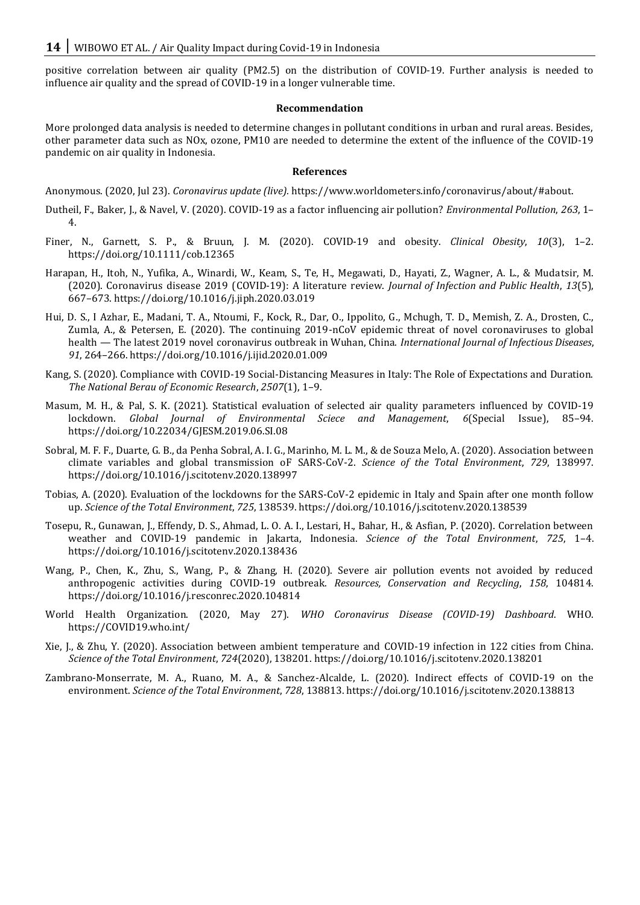positive correlation between air quality (PM2.5) on the distribution of COVID-19. Further analysis is needed to influence air quality and the spread of COVID-19 in a longer vulnerable time.

## Recommendation

More prolonged data analysis is needed to determine changes in pollutant conditions in urban and rural areas. Besides, other parameter data such as NOx, ozone, PM10 are needed to determine the extent of the influence of the COVID-19 pandemic on air quality in Indonesia.

## References

Anonymous. (2020, Jul 23). *Coronavirus update (live).* https://www.worldometers.info/coronavirus/about/#about.

Dutheil, F., Baker, J., & Navel, V. (2020). COVID-19 as a factor influencing air pollution? *Environmental Pollution*, *263*, 1–4.

Finer, N., Garnett, S. P., & Bruun, J. M. (2020). COVID-19 and obesity. *Clinical Obesity*, *10*(3), 1–2. https://doi.org/10.1111/cob.12365

Harapan, H., Itoh, N., Yufika, A., Winardi, W., Keam, S., Te, H., Megawati, D., Hayati, Z., Wagner, A. L., & Mudatsir, M. (2020). Coronavirus disease 2019 (COVID-19): A literature review. *Journal of Infection and Public Health*, *13*(5), 667–673. https://doi.org/10.1016/j.jiph.2020.03.019

Hui, D. S., I Azhar, E., Madani, T. A., Ntoumi, F., Kock, R., Dar, O., Ippolito, G., Mchugh, T. D., Memish, Z. A., Drosten, C., Zumla, A., & Petersen, E. (2020). The continuing 2019-nCoV epidemic threat of novel coronaviruses to global health — The latest 2019 novel coronavirus outbreak in Wuhan, China. *International Journal of Infectious Diseases*, *91*, 264–266. https://doi.org/10.1016/j.ijid.2020.01.009

Kang, S. (2020). Compliance with COVID-19 Social-Distancing Measures in Italy: The Role of Expectations and Duration. *The National Berau of Economic Research*, *2507*(1), 1–9.

Masum, M. H., & Pal, S. K. (2021). Statistical evaluation of selected air quality parameters influenced by COVID-19 lockdown. *Global Journal of Environmental Sciece and Management*, *6*(Special Issue), 85–94. https://doi.org/10.22034/GJESM.2019.06.SI.08

Sobral, M. F. F., Duarte, G. B., da Penha Sobral, A. I. G., Marinho, M. L. M., & de Souza Melo, A. (2020). Association between climate variables and global transmission oF SARS-CoV-2. *Science of the Total Environment*, *729*, 138997. https://doi.org/10.1016/j.scitotenv.2020.138997

Tobias, A. (2020). Evaluation of the lockdowns for the SARS-CoV-2 epidemic in Italy and Spain after one month follow up. *Science of the Total Environment*, *725*, 138539. https://doi.org/10.1016/j.scitotenv.2020.138539

Tosepu, R., Gunawan, J., Effendy, D. S., Ahmad, L. O. A. I., Lestari, H., Bahar, H., & Asfian, P. (2020). Correlation between weather and COVID-19 pandemic in Jakarta, Indonesia. *Science of the Total Environment*, *725*, 1–4. https://doi.org/10.1016/j.scitotenv.2020.138436

Wang, P., Chen, K., Zhu, S., Wang, P., & Zhang, H. (2020). Severe air pollution events not avoided by reduced anthropogenic activities during COVID-19 outbreak. *Resources, Conservation and Recycling*, *158*, 104814. https://doi.org/10.1016/j.resconrec.2020.104814

World Health Organization. (2020, May 27). *WHO Coronavirus Disease (COVID-19) Dashboard*. WHO. https://COVID19.who.int/

Xie, J., & Zhu, Y. (2020). Association between ambient temperature and COVID-19 infection in 122 cities from China. *Science of the Total Environment*, *724*(2020), 138201. https://doi.org/10.1016/j.scitotenv.2020.138201

Zambrano-Monserrate, M. A., Ruano, M. A., & Sanchez-Alcalde, L. (2020). Indirect effects of COVID-19 on the environment. *Science of the Total Environment*, *728*, 138813. https://doi.org/10.1016/j.scitotenv.2020.138813